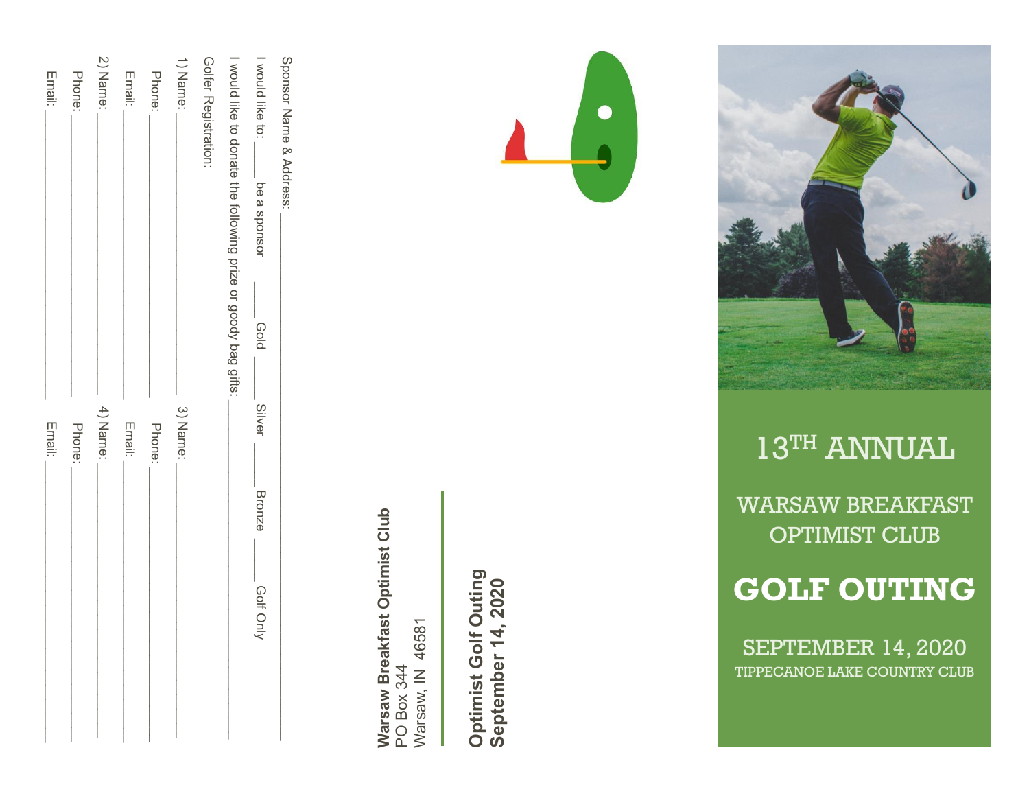# 13TH ANNUAL

## WARSAW BREAKFAST OPTIMIST CLUB

# GOLF OUTING

SEPTEMBER 14, 2020

TIPPECANOE LAKE COUNTRY CLUB

**Warsaw Breakfast Optimist Club**
PO Box 344
Warsaw, IN 46581

**Optimist Golf Outing**
**September 14, 2020**

Sponsor Name & Address: ____________________________________________

I would like to: ____ be a sponsor ____ Gold ____ Silver ____ Bronze ____ Golf Only

I would like to donate the following prize or goody bag gifts: ____________________

Golf Registration:

1) Name: ______________________ 3) Name: ______________________

Phone: ______________________ Phone: ______________________

Email: ______________________ Email: ______________________

2) Name: ______________________ 4) Name: ______________________

Phone: ______________________ Phone: ______________________

Email: ______________________ Email: ______________________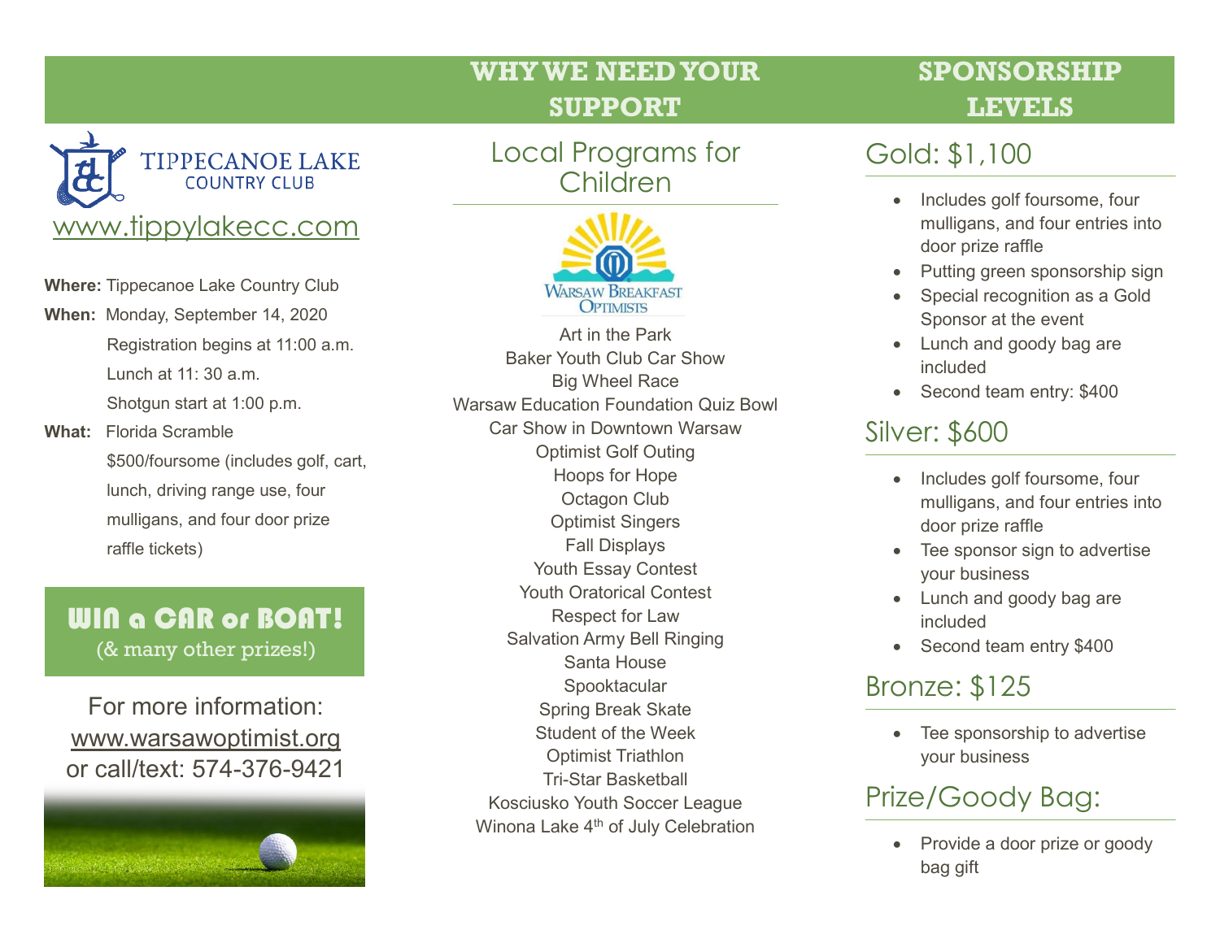TIPPECANOE LAKE COUNTRY CLUB

www.tippylakecc.com

**Where:** Tippecanoe Lake Country Club

**When:** Monday, September 14, 2020
Registration begins at 11:00 a.m.
Lunch at 11: 30 a.m.
Shotgun start at 1:00 p.m.

**What:** Florida Scramble
$500/foursome (includes golf, cart, lunch, driving range use, four mulligans, and four door prize raffle tickets)

## WIN a CAR or BOAT!

(& many other prizes!)

For more information:
www.warsawoptimist.org
or call/text: 574-376-9421

## WHY WE NEED YOUR SUPPORT

### Local Programs for Children

WARSAW BREAKFAST OPTIMISTS

Art in the Park
Baker Youth Club Car Show
Big Wheel Race
Warsaw Education Foundation Quiz Bowl
Car Show in Downtown Warsaw
Optimist Golf Outing
Hoops for Hope
Octagon Club
Optimist Singers
Fall Displays
Youth Essay Contest
Youth Oratorical Contest
Respect for Law
Salvation Army Bell Ringing
Santa House
Spooktacular
Spring Break Skate
Student of the Week
Optimist Triathlon
Tri-Star Basketball
Kosciusko Youth Soccer League
Winona Lake 4th of July Celebration

## SPONSORSHIP LEVELS

### Gold: $1,100

- Includes golf foursome, four mulligans, and four entries into door prize raffle
- Putting green sponsorship sign
- Special recognition as a Gold Sponsor at the event
- Lunch and goody bag are included
- Second team entry: $400

### Silver: $600

- Includes golf foursome, four mulligans, and four entries into door prize raffle
- Tee sponsor sign to advertise your business
- Lunch and goody bag are included
- Second team entry $400

### Bronze: $125

- Tee sponsorship to advertise your business

### Prize/Goody Bag:

- Provide a door prize or goody bag gift